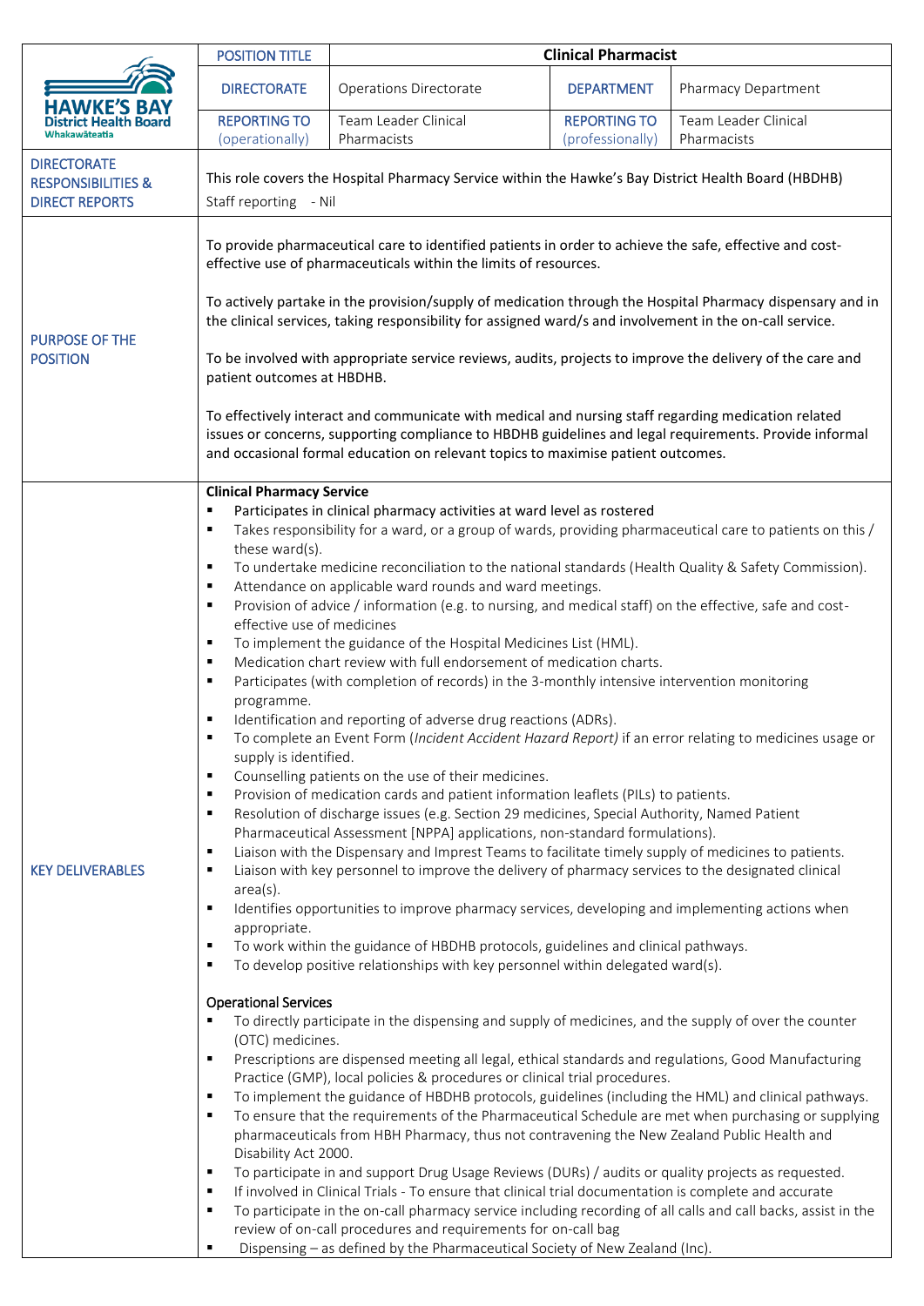| | POSITION TITLE | Clinical Pharmacist | | |
|---|---|---|---|---|
| HAWKE'S BAY District Health Board Whakawāteatia | DIRECTORATE | Operations Directorate | DEPARTMENT | Pharmacy Department |
| | REPORTING TO (operationally) | Team Leader Clinical Pharmacists | REPORTING TO (professionally) | Team Leader Clinical Pharmacists |

**DIRECTORATE RESPONSIBILITIES & DIRECT REPORTS**

This role covers the Hospital Pharmacy Service within the Hawke's Bay District Health Board (HBDHB)

Staff reporting - Nil

**PURPOSE OF THE POSITION**

To provide pharmaceutical care to identified patients in order to achieve the safe, effective and cost-effective use of pharmaceuticals within the limits of resources.

To actively partake in the provision/supply of medication through the Hospital Pharmacy dispensary and in the clinical services, taking responsibility for assigned ward/s and involvement in the on-call service.

To be involved with appropriate service reviews, audits, projects to improve the delivery of the care and patient outcomes at HBDHB.

To effectively interact and communicate with medical and nursing staff regarding medication related issues or concerns, supporting compliance to HBDHB guidelines and legal requirements. Provide informal and occasional formal education on relevant topics to maximise patient outcomes.

**KEY DELIVERABLES**

**Clinical Pharmacy Service**

- Participates in clinical pharmacy activities at ward level as rostered
- Takes responsibility for a ward, or a group of wards, providing pharmaceutical care to patients on this / these ward(s).
- To undertake medicine reconciliation to the national standards (Health Quality & Safety Commission).
- Attendance on applicable ward rounds and ward meetings.
- Provision of advice / information (e.g. to nursing, and medical staff) on the effective, safe and cost-effective use of medicines
- To implement the guidance of the Hospital Medicines List (HML).
- Medication chart review with full endorsement of medication charts.
- Participates (with completion of records) in the 3-monthly intensive intervention monitoring programme.
- Identification and reporting of adverse drug reactions (ADRs).
- To complete an Event Form (*Incident Accident Hazard Report)* if an error relating to medicines usage or supply is identified.
- Counselling patients on the use of their medicines.
- Provision of medication cards and patient information leaflets (PILs) to patients.
- Resolution of discharge issues (e.g. Section 29 medicines, Special Authority, Named Patient Pharmaceutical Assessment [NPPA] applications, non-standard formulations).
- Liaison with the Dispensary and Imprest Teams to facilitate timely supply of medicines to patients.
- Liaison with key personnel to improve the delivery of pharmacy services to the designated clinical area(s).
- Identifies opportunities to improve pharmacy services, developing and implementing actions when appropriate.
- To work within the guidance of HBDHB protocols, guidelines and clinical pathways.
- To develop positive relationships with key personnel within delegated ward(s).

**Operational Services**

- To directly participate in the dispensing and supply of medicines, and the supply of over the counter (OTC) medicines.
- Prescriptions are dispensed meeting all legal, ethical standards and regulations, Good Manufacturing Practice (GMP), local policies & procedures or clinical trial procedures.
- To implement the guidance of HBDHB protocols, guidelines (including the HML) and clinical pathways.
- To ensure that the requirements of the Pharmaceutical Schedule are met when purchasing or supplying pharmaceuticals from HBH Pharmacy, thus not contravening the New Zealand Public Health and Disability Act 2000.
- To participate in and support Drug Usage Reviews (DURs) / audits or quality projects as requested.
- If involved in Clinical Trials - To ensure that clinical trial documentation is complete and accurate
- To participate in the on-call pharmacy service including recording of all calls and call backs, assist in the review of on-call procedures and requirements for on-call bag
- Dispensing – as defined by the Pharmaceutical Society of New Zealand (Inc).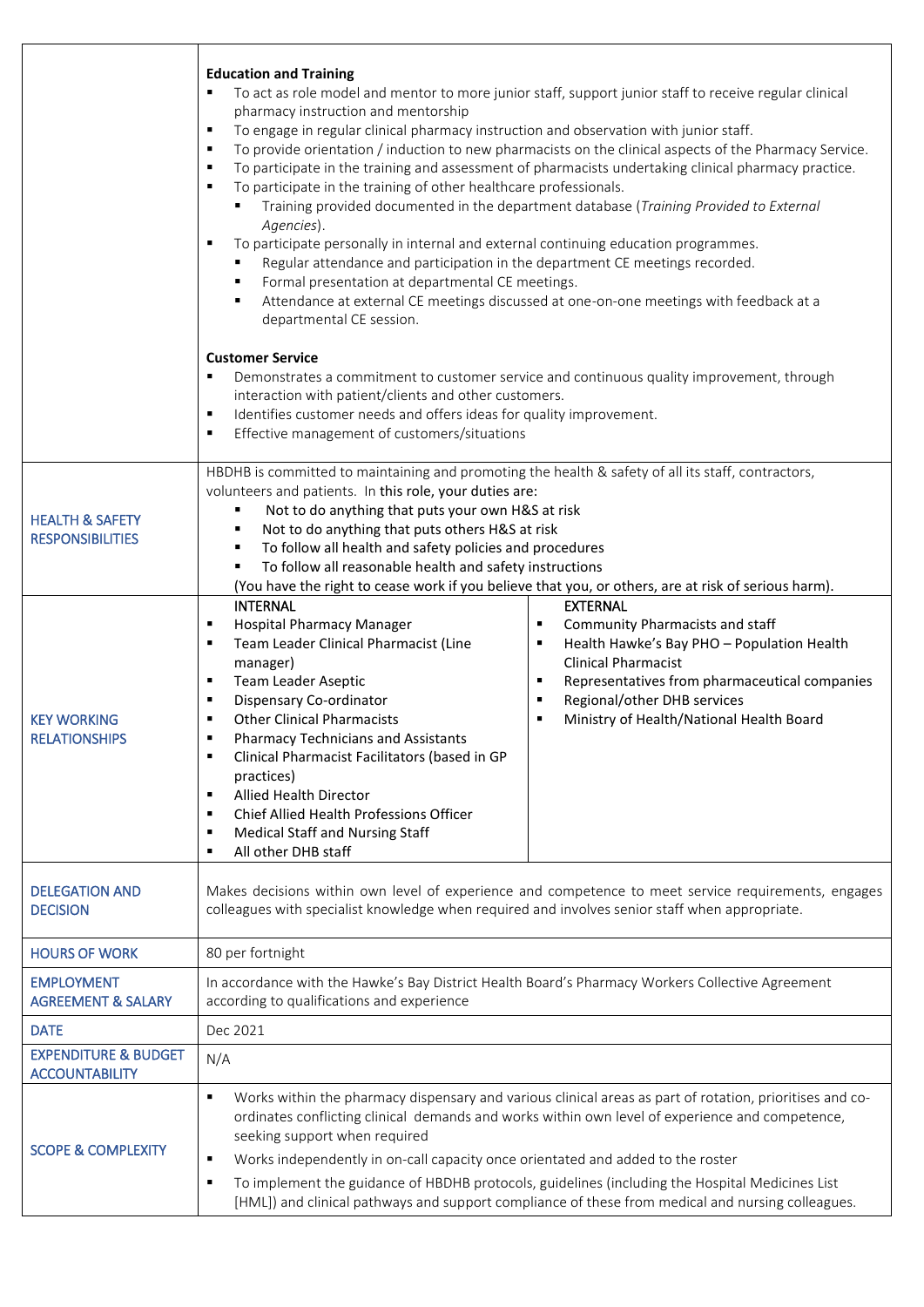| | |
|---|---|
| | **Education and Training**<br>▪ To act as role model and mentor to more junior staff, support junior staff to receive regular clinical pharmacy instruction and mentorship<br>▪ To engage in regular clinical pharmacy instruction and observation with junior staff.<br>▪ To provide orientation / induction to new pharmacists on the clinical aspects of the Pharmacy Service.<br>▪ To participate in the training and assessment of pharmacists undertaking clinical pharmacy practice.<br>▪ To participate in the training of other healthcare professionals.<br>&nbsp;&nbsp;&nbsp;&nbsp;▪ Training provided documented in the department database (*Training Provided to External Agencies*).<br>▪ To participate personally in internal and external continuing education programmes.<br>&nbsp;&nbsp;&nbsp;&nbsp;▪ Regular attendance and participation in the department CE meetings recorded.<br>&nbsp;&nbsp;&nbsp;&nbsp;▪ Formal presentation at departmental CE meetings.<br>&nbsp;&nbsp;&nbsp;&nbsp;▪ Attendance at external CE meetings discussed at one-on-one meetings with feedback at a departmental CE session.<br><br>**Customer Service**<br>▪ Demonstrates a commitment to customer service and continuous quality improvement, through interaction with patient/clients and other customers.<br>▪ Identifies customer needs and offers ideas for quality improvement.<br>▪ Effective management of customers/situations |
| HEALTH & SAFETY RESPONSIBILITIES | HBDHB is committed to maintaining and promoting the health & safety of all its staff, contractors, volunteers and patients. In this role, your duties are:<br>&nbsp;&nbsp;&nbsp;&nbsp;▪ Not to do anything that puts your own H&S at risk<br>&nbsp;&nbsp;&nbsp;&nbsp;▪ Not to do anything that puts others H&S at risk<br>&nbsp;&nbsp;&nbsp;&nbsp;▪ To follow all health and safety policies and procedures<br>&nbsp;&nbsp;&nbsp;&nbsp;▪ To follow all reasonable health and safety instructions<br>(You have the right to cease work if you believe that you, or others, are at risk of serious harm). |
| KEY WORKING RELATIONSHIPS | **INTERNAL**<br>▪ Hospital Pharmacy Manager<br>▪ Team Leader Clinical Pharmacist (Line manager)<br>▪ Team Leader Aseptic<br>▪ Dispensary Co-ordinator<br>▪ Other Clinical Pharmacists<br>▪ Pharmacy Technicians and Assistants<br>▪ Clinical Pharmacist Facilitators (based in GP practices)<br>▪ Allied Health Director<br>▪ Chief Allied Health Professions Officer<br>▪ Medical Staff and Nursing Staff<br>▪ All other DHB staff<br><br>**EXTERNAL**<br>▪ Community Pharmacists and staff<br>▪ Health Hawke's Bay PHO – Population Health Clinical Pharmacist<br>▪ Representatives from pharmaceutical companies<br>▪ Regional/other DHB services<br>▪ Ministry of Health/National Health Board |
| DELEGATION AND DECISION | Makes decisions within own level of experience and competence to meet service requirements, engages colleagues with specialist knowledge when required and involves senior staff when appropriate. |
| HOURS OF WORK | 80 per fortnight |
| EMPLOYMENT AGREEMENT & SALARY | In accordance with the Hawke's Bay District Health Board's Pharmacy Workers Collective Agreement according to qualifications and experience |
| DATE | Dec 2021 |
| EXPENDITURE & BUDGET ACCOUNTABILITY | N/A |
| SCOPE & COMPLEXITY | ▪ Works within the pharmacy dispensary and various clinical areas as part of rotation, prioritises and co-ordinates conflicting clinical demands and works within own level of experience and competence, seeking support when required<br>▪ Works independently in on-call capacity once orientated and added to the roster<br>▪ To implement the guidance of HBDHB protocols, guidelines (including the Hospital Medicines List [HML]) and clinical pathways and support compliance of these from medical and nursing colleagues. |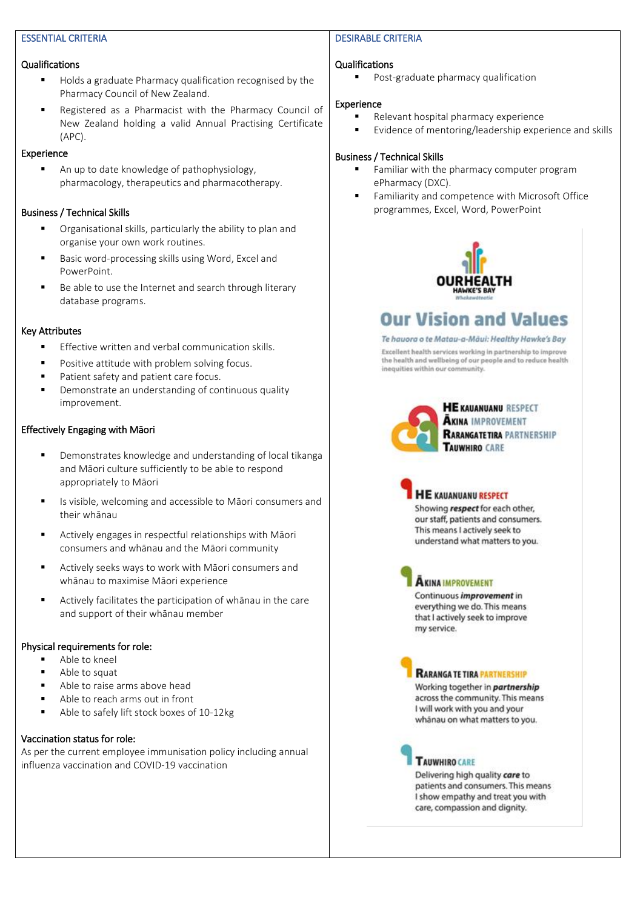## ESSENTIAL CRITERIA

### Qualifications

- Holds a graduate Pharmacy qualification recognised by the Pharmacy Council of New Zealand.
- Registered as a Pharmacist with the Pharmacy Council of New Zealand holding a valid Annual Practising Certificate (APC).

### Experience

- An up to date knowledge of pathophysiology, pharmacology, therapeutics and pharmacotherapy.

### Business / Technical Skills

- Organisational skills, particularly the ability to plan and organise your own work routines.
- Basic word-processing skills using Word, Excel and PowerPoint.
- Be able to use the Internet and search through literary database programs.

### Key Attributes

- Effective written and verbal communication skills.
- Positive attitude with problem solving focus.
- Patient safety and patient care focus.
- Demonstrate an understanding of continuous quality improvement.

### Effectively Engaging with Māori

- Demonstrates knowledge and understanding of local tikanga and Māori culture sufficiently to be able to respond appropriately to Māori
- Is visible, welcoming and accessible to Māori consumers and their whānau
- Actively engages in respectful relationships with Māori consumers and whānau and the Māori community
- Actively seeks ways to work with Māori consumers and whānau to maximise Māori experience
- Actively facilitates the participation of whānau in the care and support of their whānau member

### Physical requirements for role:

- Able to kneel
- Able to squat
- Able to raise arms above head
- Able to reach arms out in front
- Able to safely lift stock boxes of 10-12kg

### Vaccination status for role:

As per the current employee immunisation policy including annual influenza vaccination and COVID-19 vaccination

## DESIRABLE CRITERIA

### Qualifications

- Post-graduate pharmacy qualification

### Experience

- Relevant hospital pharmacy experience
- Evidence of mentoring/leadership experience and skills

### Business / Technical Skills

- Familiar with the pharmacy computer program ePharmacy (DXC).
- Familiarity and competence with Microsoft Office programmes, Excel, Word, PowerPoint

OURHEALTH HAWKE'S BAY Whakawāteatia

## Our Vision and Values

*Te hauora o te Matau-a-Māui: Healthy Hawke's Bay*

Excellent health services working in partnership to improve the health and wellbeing of our people and to reduce health inequities within our community.

HE KAUANUANU RESPECT
ĀKINA IMPROVEMENT
RARANGA TE TIRA PARTNERSHIP
TAUWHIRO CARE

**HE KAUANUANU RESPECT**
Showing ***respect*** for each other, our staff, patients and consumers. This means I actively seek to understand what matters to you.

**ĀKINA IMPROVEMENT**
Continuous ***improvement*** in everything we do. This means that I actively seek to improve my service.

**RARANGA TE TIRA PARTNERSHIP**
Working together in ***partnership*** across the community. This means I will work with you and your whānau on what matters to you.

**TAUWHIRO CARE**
Delivering high quality ***care*** to patients and consumers. This means I show empathy and treat you with care, compassion and dignity.